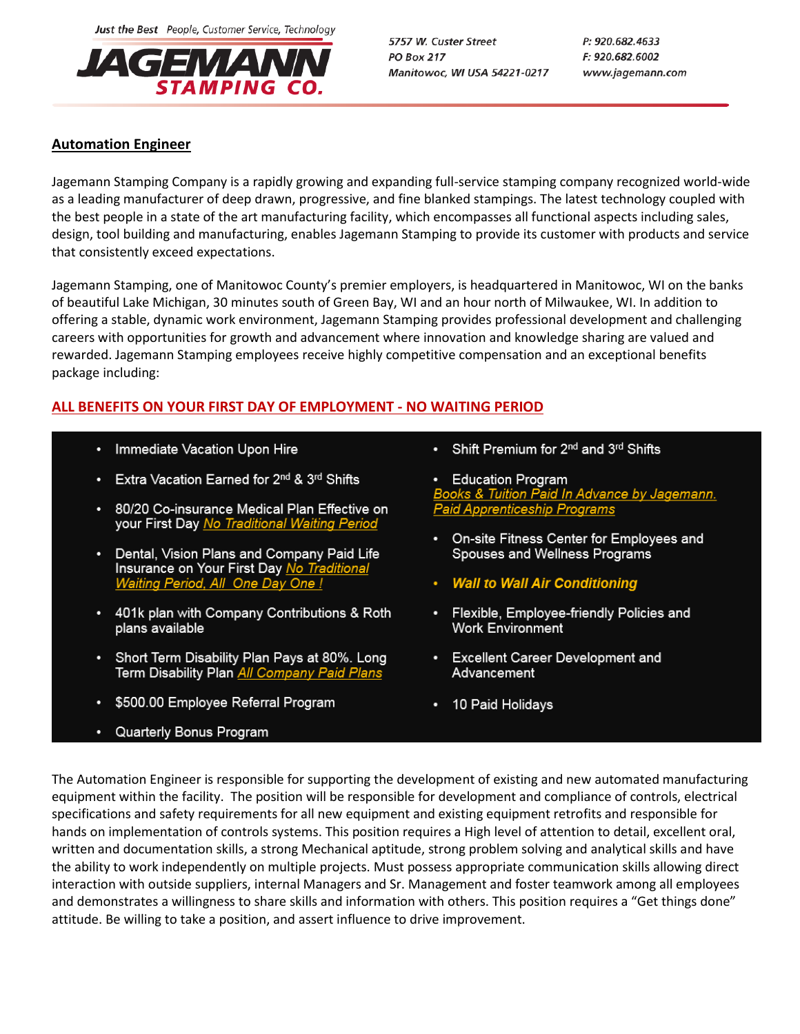Just the Best People, Customer Service, Technology

**JAGEMANN STAMPING CO.**

5757 W. Custer Street
PO Box 217
Manitowoc, WI USA 54221-0217

P: 920.682.4633
F: 920.682.6002
www.jagemann.com

## Automation Engineer

Jagemann Stamping Company is a rapidly growing and expanding full-service stamping company recognized world-wide as a leading manufacturer of deep drawn, progressive, and fine blanked stampings. The latest technology coupled with the best people in a state of the art manufacturing facility, which encompasses all functional aspects including sales, design, tool building and manufacturing, enables Jagemann Stamping to provide its customer with products and service that consistently exceed expectations.

Jagemann Stamping, one of Manitowoc County's premier employers, is headquartered in Manitowoc, WI on the banks of beautiful Lake Michigan, 30 minutes south of Green Bay, WI and an hour north of Milwaukee, WI. In addition to offering a stable, dynamic work environment, Jagemann Stamping provides professional development and challenging careers with opportunities for growth and advancement where innovation and knowledge sharing are valued and rewarded. Jagemann Stamping employees receive highly competitive compensation and an exceptional benefits package including:

**ALL BENEFITS ON YOUR FIRST DAY OF EMPLOYMENT - NO WAITING PERIOD**

- Immediate Vacation Upon Hire
- Extra Vacation Earned for 2nd & 3rd Shifts
- 80/20 Co-insurance Medical Plan Effective on your First Day *No Traditional Waiting Period*
- Dental, Vision Plans and Company Paid Life Insurance on Your First Day *No Traditional Waiting Period, All One Day One !*
- 401k plan with Company Contributions & Roth plans available
- Short Term Disability Plan Pays at 80%. Long Term Disability Plan *All Company Paid Plans*
- $500.00 Employee Referral Program
- Quarterly Bonus Program
- Shift Premium for 2nd and 3rd Shifts
- Education Program *Books & Tuition Paid In Advance by Jagemann. Paid Apprenticeship Programs*
- On-site Fitness Center for Employees and Spouses and Wellness Programs
- ***Wall to Wall Air Conditioning***
- Flexible, Employee-friendly Policies and Work Environment
- Excellent Career Development and Advancement
- 10 Paid Holidays

The Automation Engineer is responsible for supporting the development of existing and new automated manufacturing equipment within the facility. The position will be responsible for development and compliance of controls, electrical specifications and safety requirements for all new equipment and existing equipment retrofits and responsible for hands on implementation of controls systems. This position requires a High level of attention to detail, excellent oral, written and documentation skills, a strong Mechanical aptitude, strong problem solving and analytical skills and have the ability to work independently on multiple projects. Must possess appropriate communication skills allowing direct interaction with outside suppliers, internal Managers and Sr. Management and foster teamwork among all employees and demonstrates a willingness to share skills and information with others. This position requires a "Get things done" attitude. Be willing to take a position, and assert influence to drive improvement.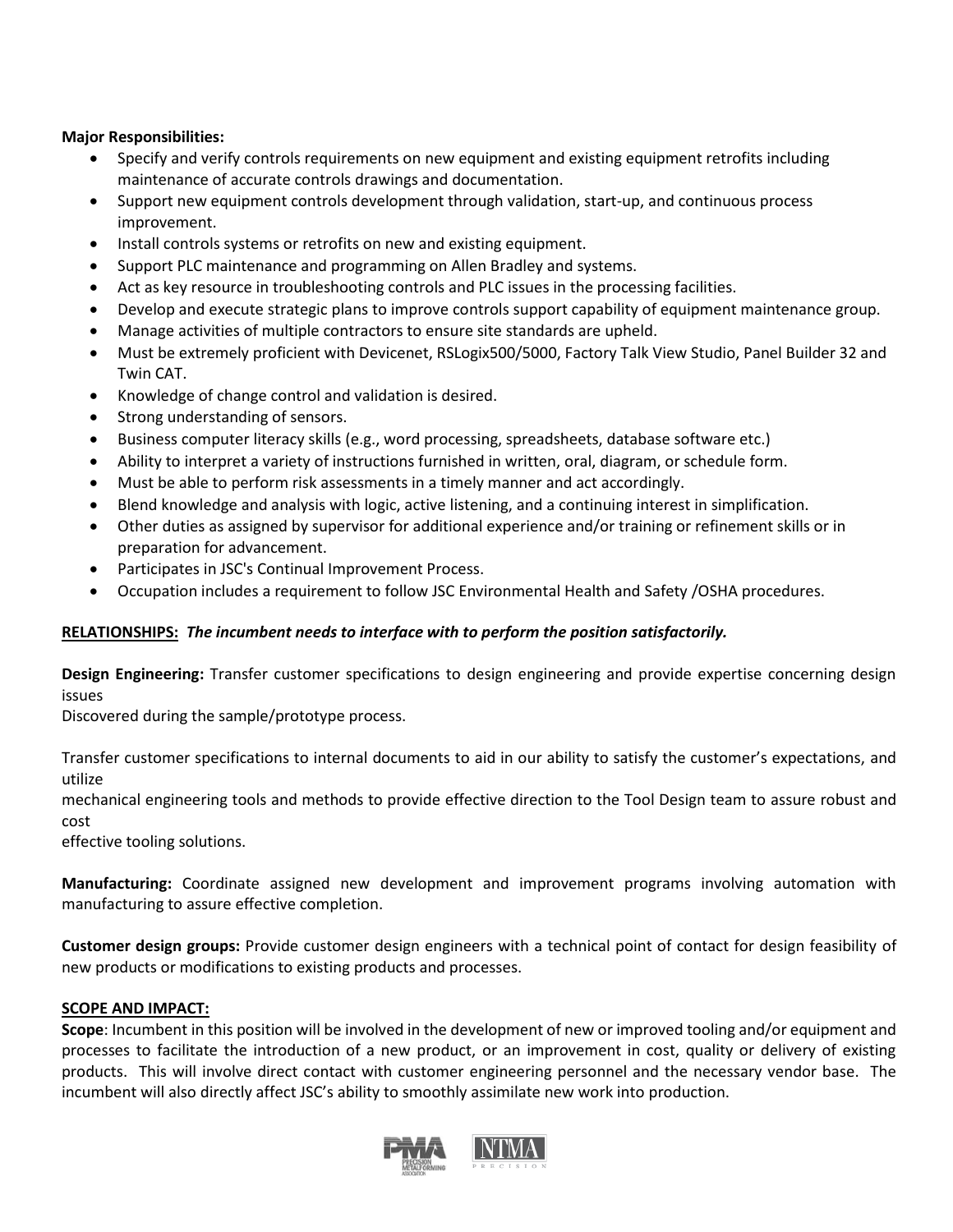**Major Responsibilities:**

- Specify and verify controls requirements on new equipment and existing equipment retrofits including maintenance of accurate controls drawings and documentation.
- Support new equipment controls development through validation, start-up, and continuous process improvement.
- Install controls systems or retrofits on new and existing equipment.
- Support PLC maintenance and programming on Allen Bradley and systems.
- Act as key resource in troubleshooting controls and PLC issues in the processing facilities.
- Develop and execute strategic plans to improve controls support capability of equipment maintenance group.
- Manage activities of multiple contractors to ensure site standards are upheld.
- Must be extremely proficient with Devicenet, RSLogix500/5000, Factory Talk View Studio, Panel Builder 32 and Twin CAT.
- Knowledge of change control and validation is desired.
- Strong understanding of sensors.
- Business computer literacy skills (e.g., word processing, spreadsheets, database software etc.)
- Ability to interpret a variety of instructions furnished in written, oral, diagram, or schedule form.
- Must be able to perform risk assessments in a timely manner and act accordingly.
- Blend knowledge and analysis with logic, active listening, and a continuing interest in simplification.
- Other duties as assigned by supervisor for additional experience and/or training or refinement skills or in preparation for advancement.
- Participates in JSC's Continual Improvement Process.
- Occupation includes a requirement to follow JSC Environmental Health and Safety /OSHA procedures.

**RELATIONSHIPS:** ***The incumbent needs to interface with to perform the position satisfactorily.***

**Design Engineering:** Transfer customer specifications to design engineering and provide expertise concerning design issues
Discovered during the sample/prototype process.

Transfer customer specifications to internal documents to aid in our ability to satisfy the customer's expectations, and utilize
mechanical engineering tools and methods to provide effective direction to the Tool Design team to assure robust and cost
effective tooling solutions.

**Manufacturing:** Coordinate assigned new development and improvement programs involving automation with manufacturing to assure effective completion.

**Customer design groups:** Provide customer design engineers with a technical point of contact for design feasibility of new products or modifications to existing products and processes.

**SCOPE AND IMPACT:**

**Scope**: Incumbent in this position will be involved in the development of new or improved tooling and/or equipment and processes to facilitate the introduction of a new product, or an improvement in cost, quality or delivery of existing products. This will involve direct contact with customer engineering personnel and the necessary vendor base. The incumbent will also directly affect JSC's ability to smoothly assimilate new work into production.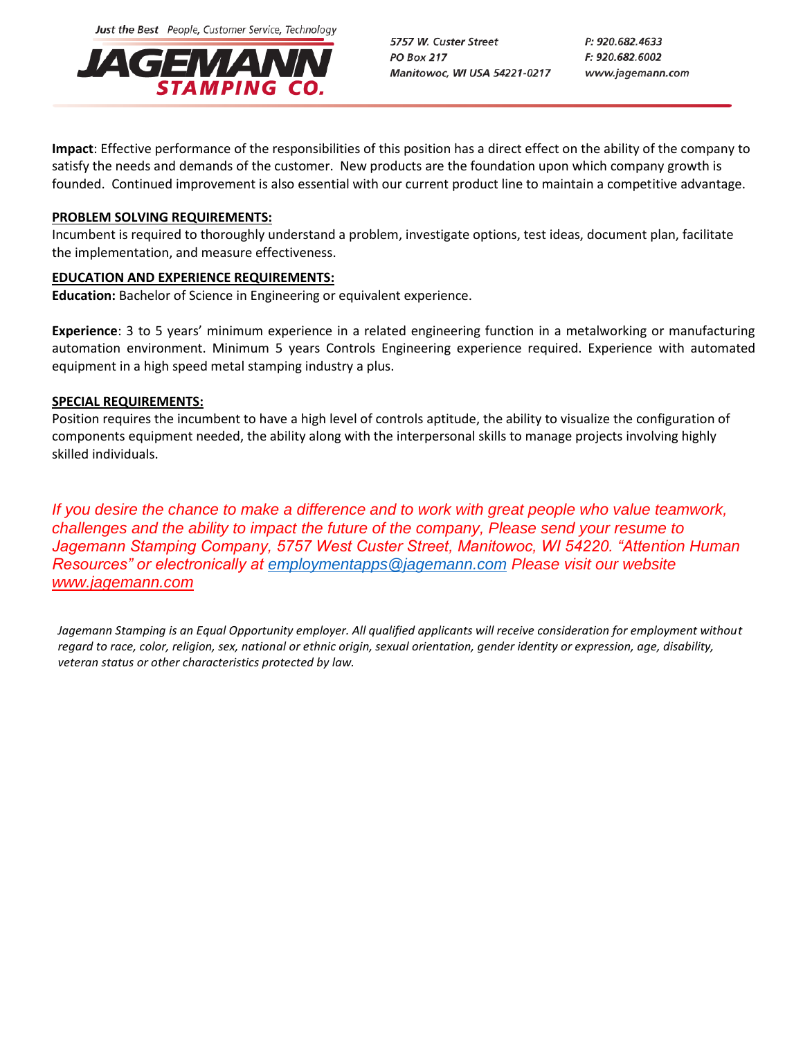**Impact**: Effective performance of the responsibilities of this position has a direct effect on the ability of the company to satisfy the needs and demands of the customer. New products are the foundation upon which company growth is founded. Continued improvement is also essential with our current product line to maintain a competitive advantage.

**PROBLEM SOLVING REQUIREMENTS:**

Incumbent is required to thoroughly understand a problem, investigate options, test ideas, document plan, facilitate the implementation, and measure effectiveness.

**EDUCATION AND EXPERIENCE REQUIREMENTS:**

**Education:** Bachelor of Science in Engineering or equivalent experience.

**Experience**: 3 to 5 years' minimum experience in a related engineering function in a metalworking or manufacturing automation environment. Minimum 5 years Controls Engineering experience required. Experience with automated equipment in a high speed metal stamping industry a plus.

**SPECIAL REQUIREMENTS:**

Position requires the incumbent to have a high level of controls aptitude, the ability to visualize the configuration of components equipment needed, the ability along with the interpersonal skills to manage projects involving highly skilled individuals.

*If you desire the chance to make a difference and to work with great people who value teamwork, challenges and the ability to impact the future of the company, Please send your resume to Jagemann Stamping Company, 5757 West Custer Street, Manitowoc, WI 54220. "Attention Human Resources" or electronically at employmentapps@jagemann.com Please visit our website www.jagemann.com*

*Jagemann Stamping is an Equal Opportunity employer. All qualified applicants will receive consideration for employment without regard to race, color, religion, sex, national or ethnic origin, sexual orientation, gender identity or expression, age, disability, veteran status or other characteristics protected by law.*